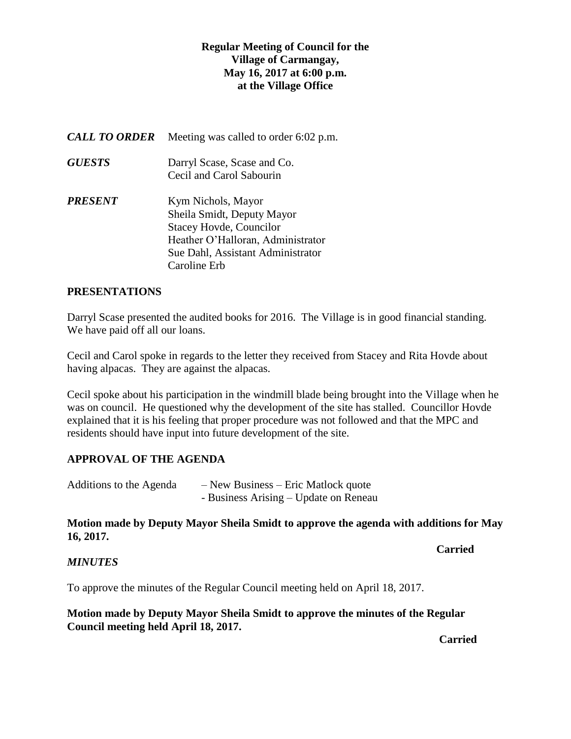**Regular Meeting of Council for the**
**Village of Carmangay,**
**May 16, 2017 at 6:00 p.m.**
**at the Village Office**

***CALL TO ORDER*** Meeting was called to order 6:02 p.m.

***GUESTS*** Darryl Scase, Scase and Co.
Cecil and Carol Sabourin

***PRESENT*** Kym Nichols, Mayor
Sheila Smidt, Deputy Mayor
Stacey Hovde, Councilor
Heather O'Halloran, Administrator
Sue Dahl, Assistant Administrator
Caroline Erb

## PRESENTATIONS

Darryl Scase presented the audited books for 2016. The Village is in good financial standing. We have paid off all our loans.

Cecil and Carol spoke in regards to the letter they received from Stacey and Rita Hovde about having alpacas. They are against the alpacas.

Cecil spoke about his participation in the windmill blade being brought into the Village when he was on council. He questioned why the development of the site has stalled. Councillor Hovde explained that it is his feeling that proper procedure was not followed and that the MPC and residents should have input into future development of the site.

## APPROVAL OF THE AGENDA

Additions to the Agenda – New Business – Eric Matlock quote
- Business Arising – Update on Reneau

**Motion made by Deputy Mayor Sheila Smidt to approve the agenda with additions for May 16, 2017.**

**Carried**

### *MINUTES*

To approve the minutes of the Regular Council meeting held on April 18, 2017.

**Motion made by Deputy Mayor Sheila Smidt to approve the minutes of the Regular Council meeting held April 18, 2017.**

**Carried**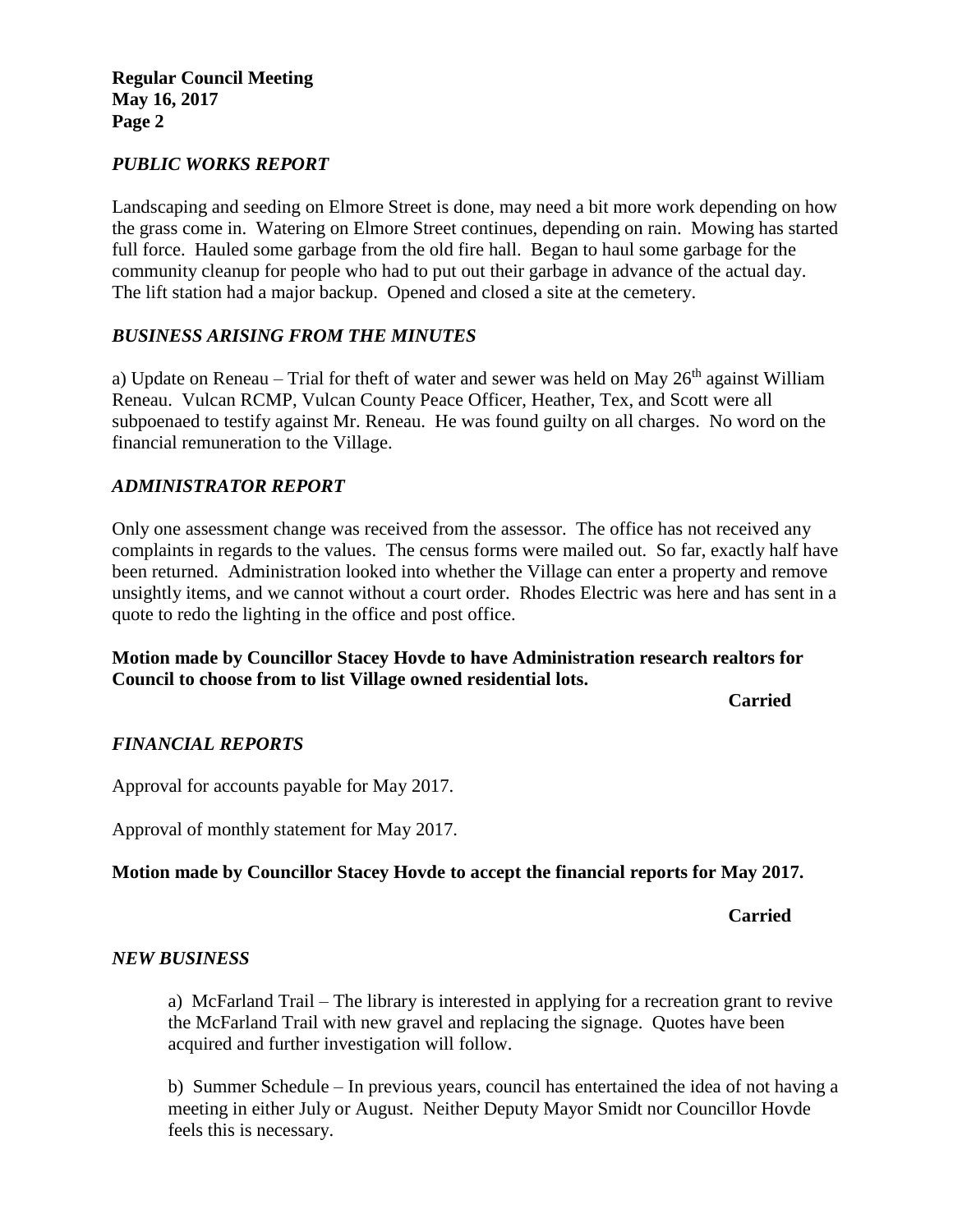## *PUBLIC WORKS REPORT*

Landscaping and seeding on Elmore Street is done, may need a bit more work depending on how the grass come in. Watering on Elmore Street continues, depending on rain. Mowing has started full force. Hauled some garbage from the old fire hall. Began to haul some garbage for the community cleanup for people who had to put out their garbage in advance of the actual day. The lift station had a major backup. Opened and closed a site at the cemetery.

## *BUSINESS ARISING FROM THE MINUTES*

a) Update on Reneau – Trial for theft of water and sewer was held on May 26th against William Reneau. Vulcan RCMP, Vulcan County Peace Officer, Heather, Tex, and Scott were all subpoenaed to testify against Mr. Reneau. He was found guilty on all charges. No word on the financial remuneration to the Village.

## *ADMINISTRATOR REPORT*

Only one assessment change was received from the assessor. The office has not received any complaints in regards to the values. The census forms were mailed out. So far, exactly half have been returned. Administration looked into whether the Village can enter a property and remove unsightly items, and we cannot without a court order. Rhodes Electric was here and has sent in a quote to redo the lighting in the office and post office.

**Motion made by Councillor Stacey Hovde to have Administration research realtors for Council to choose from to list Village owned residential lots.**

**Carried**

## *FINANCIAL REPORTS*

Approval for accounts payable for May 2017.

Approval of monthly statement for May 2017.

**Motion made by Councillor Stacey Hovde to accept the financial reports for May 2017.**

**Carried**

## *NEW BUSINESS*

a) McFarland Trail – The library is interested in applying for a recreation grant to revive the McFarland Trail with new gravel and replacing the signage. Quotes have been acquired and further investigation will follow.

b) Summer Schedule – In previous years, council has entertained the idea of not having a meeting in either July or August. Neither Deputy Mayor Smidt nor Councillor Hovde feels this is necessary.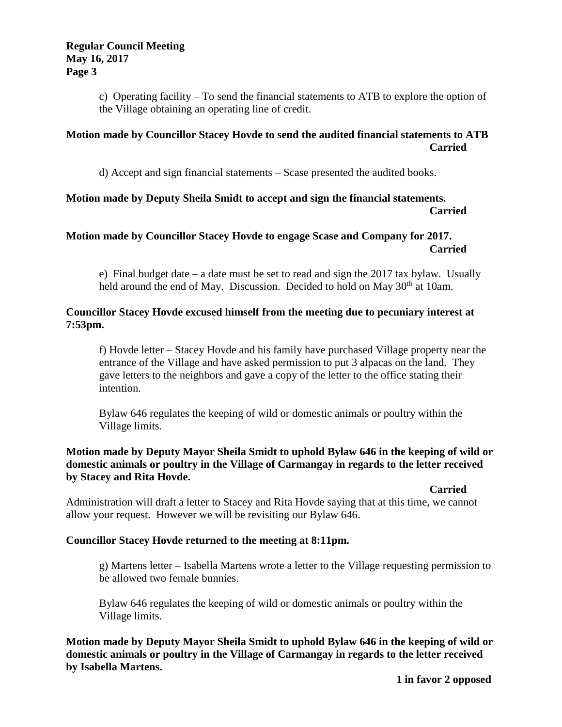c) Operating facility – To send the financial statements to ATB to explore the option of the Village obtaining an operating line of credit.

**Motion made by Councillor Stacey Hovde to send the audited financial statements to ATB**
**Carried**

d) Accept and sign financial statements – Scase presented the audited books.

**Motion made by Deputy Sheila Smidt to accept and sign the financial statements.**
**Carried**

**Motion made by Councillor Stacey Hovde to engage Scase and Company for 2017.**
**Carried**

e) Final budget date – a date must be set to read and sign the 2017 tax bylaw. Usually held around the end of May. Discussion. Decided to hold on May 30th at 10am.

**Councillor Stacey Hovde excused himself from the meeting due to pecuniary interest at 7:53pm.**

f) Hovde letter – Stacey Hovde and his family have purchased Village property near the entrance of the Village and have asked permission to put 3 alpacas on the land. They gave letters to the neighbors and gave a copy of the letter to the office stating their intention.

Bylaw 646 regulates the keeping of wild or domestic animals or poultry within the Village limits.

**Motion made by Deputy Mayor Sheila Smidt to uphold Bylaw 646 in the keeping of wild or domestic animals or poultry in the Village of Carmangay in regards to the letter received by Stacey and Rita Hovde.**
**Carried**

Administration will draft a letter to Stacey and Rita Hovde saying that at this time, we cannot allow your request. However we will be revisiting our Bylaw 646.

**Councillor Stacey Hovde returned to the meeting at 8:11pm.**

g) Martens letter – Isabella Martens wrote a letter to the Village requesting permission to be allowed two female bunnies.

Bylaw 646 regulates the keeping of wild or domestic animals or poultry within the Village limits.

**Motion made by Deputy Mayor Sheila Smidt to uphold Bylaw 646 in the keeping of wild or domestic animals or poultry in the Village of Carmangay in regards to the letter received by Isabella Martens.**
**1 in favor 2 opposed**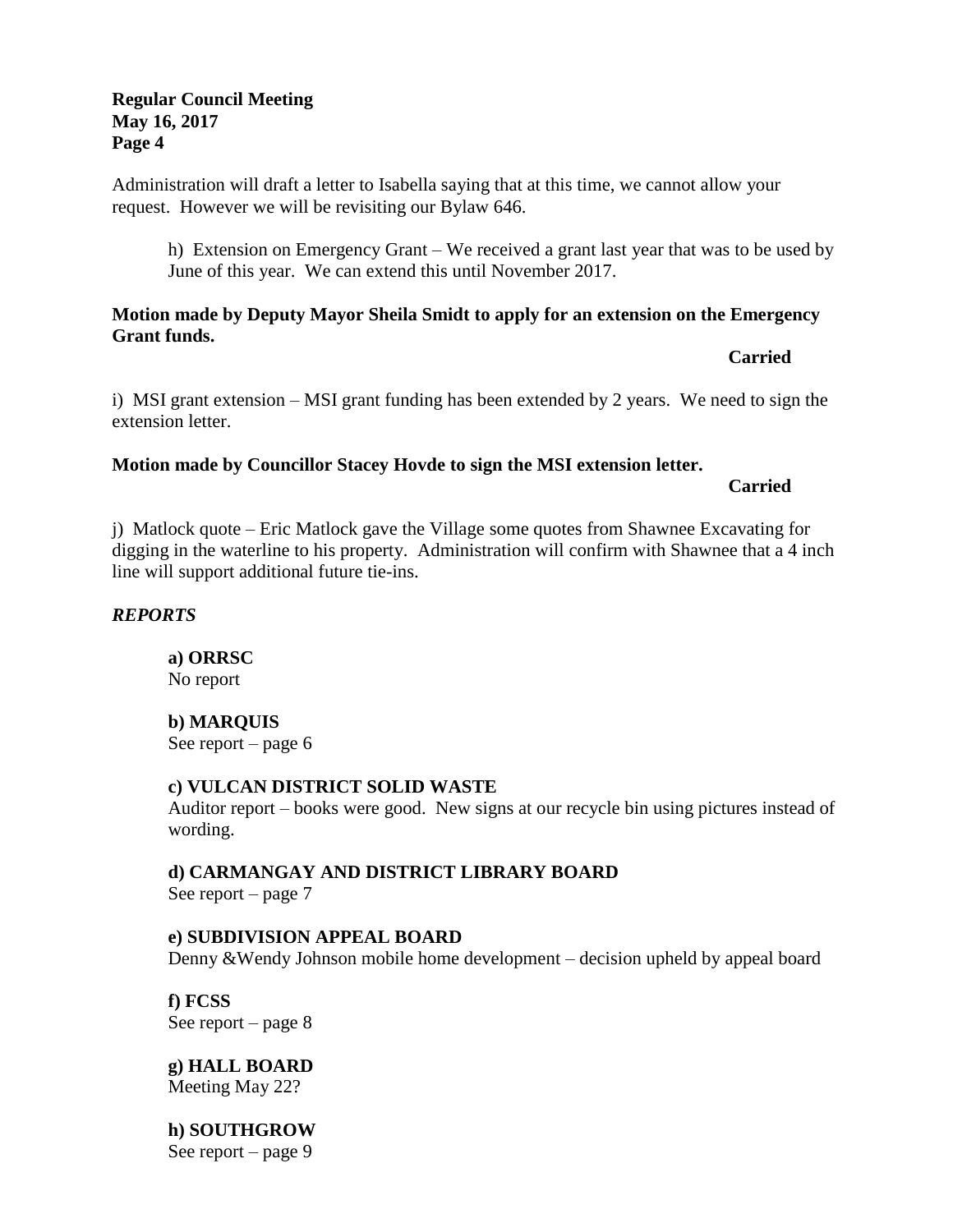Administration will draft a letter to Isabella saying that at this time, we cannot allow your request. However we will be revisiting our Bylaw 646.

h) Extension on Emergency Grant – We received a grant last year that was to be used by June of this year. We can extend this until November 2017.

**Motion made by Deputy Mayor Sheila Smidt to apply for an extension on the Emergency Grant funds.**

**Carried**

i) MSI grant extension – MSI grant funding has been extended by 2 years. We need to sign the extension letter.

**Motion made by Councillor Stacey Hovde to sign the MSI extension letter.**

**Carried**

j) Matlock quote – Eric Matlock gave the Village some quotes from Shawnee Excavating for digging in the waterline to his property. Administration will confirm with Shawnee that a 4 inch line will support additional future tie-ins.

***REPORTS***

**a) ORRSC**
No report

**b) MARQUIS**
See report – page 6

**c) VULCAN DISTRICT SOLID WASTE**
Auditor report – books were good. New signs at our recycle bin using pictures instead of wording.

**d) CARMANGAY AND DISTRICT LIBRARY BOARD**
See report – page 7

**e) SUBDIVISION APPEAL BOARD**
Denny &Wendy Johnson mobile home development – decision upheld by appeal board

**f) FCSS**
See report – page 8

**g) HALL BOARD**
Meeting May 22?

**h) SOUTHGROW**
See report – page 9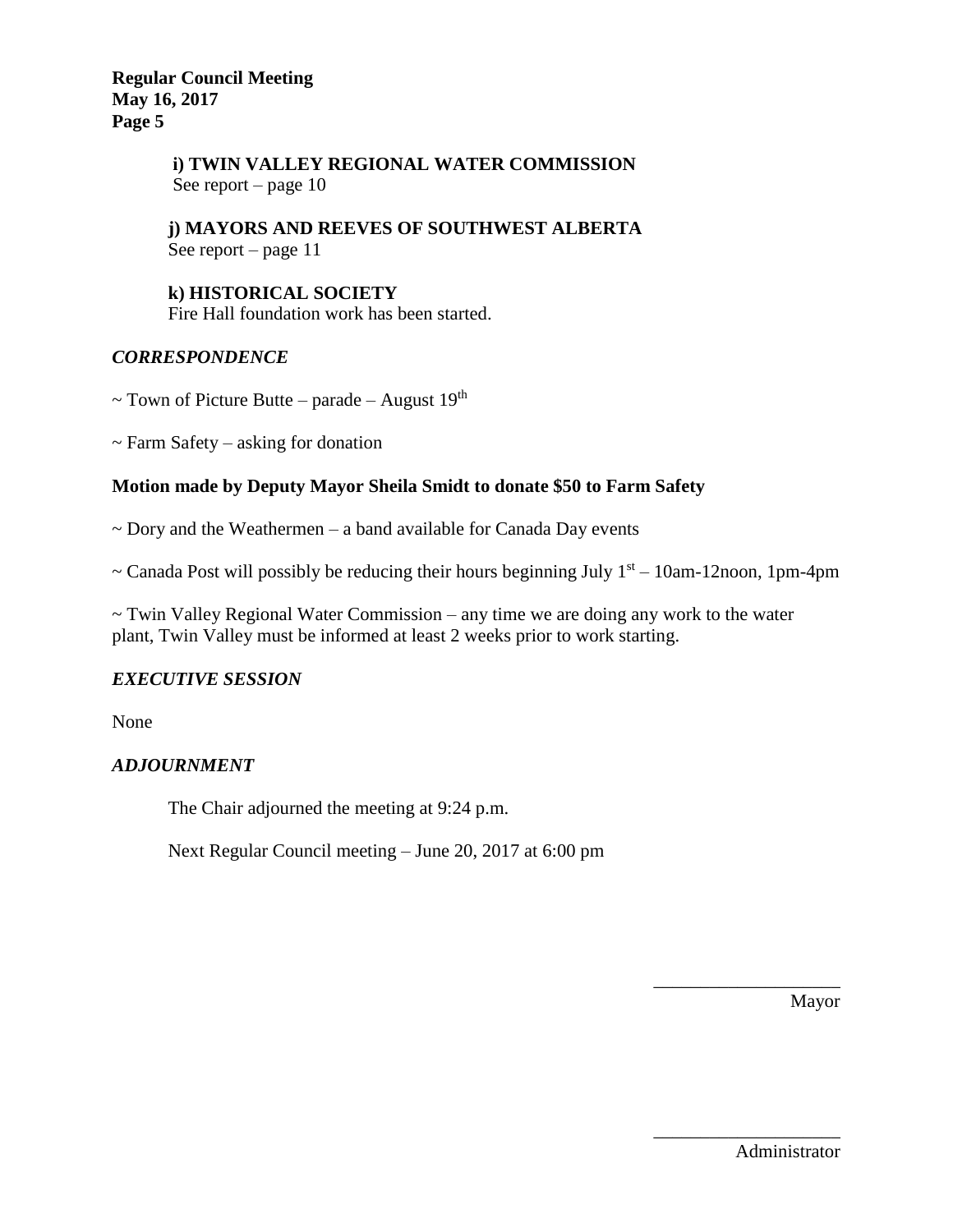**i) TWIN VALLEY REGIONAL WATER COMMISSION**
See report – page 10

**j) MAYORS AND REEVES OF SOUTHWEST ALBERTA**
See report – page 11

**k) HISTORICAL SOCIETY**
Fire Hall foundation work has been started.

### *CORRESPONDENCE*

~ Town of Picture Butte – parade – August 19th

~ Farm Safety – asking for donation

**Motion made by Deputy Mayor Sheila Smidt to donate $50 to Farm Safety**

~ Dory and the Weathermen – a band available for Canada Day events

~ Canada Post will possibly be reducing their hours beginning July 1st – 10am-12noon, 1pm-4pm

~ Twin Valley Regional Water Commission – any time we are doing any work to the water plant, Twin Valley must be informed at least 2 weeks prior to work starting.

### *EXECUTIVE SESSION*

None

### *ADJOURNMENT*

The Chair adjourned the meeting at 9:24 p.m.

Next Regular Council meeting – June 20, 2017 at 6:00 pm

____________________
Mayor

____________________
Administrator